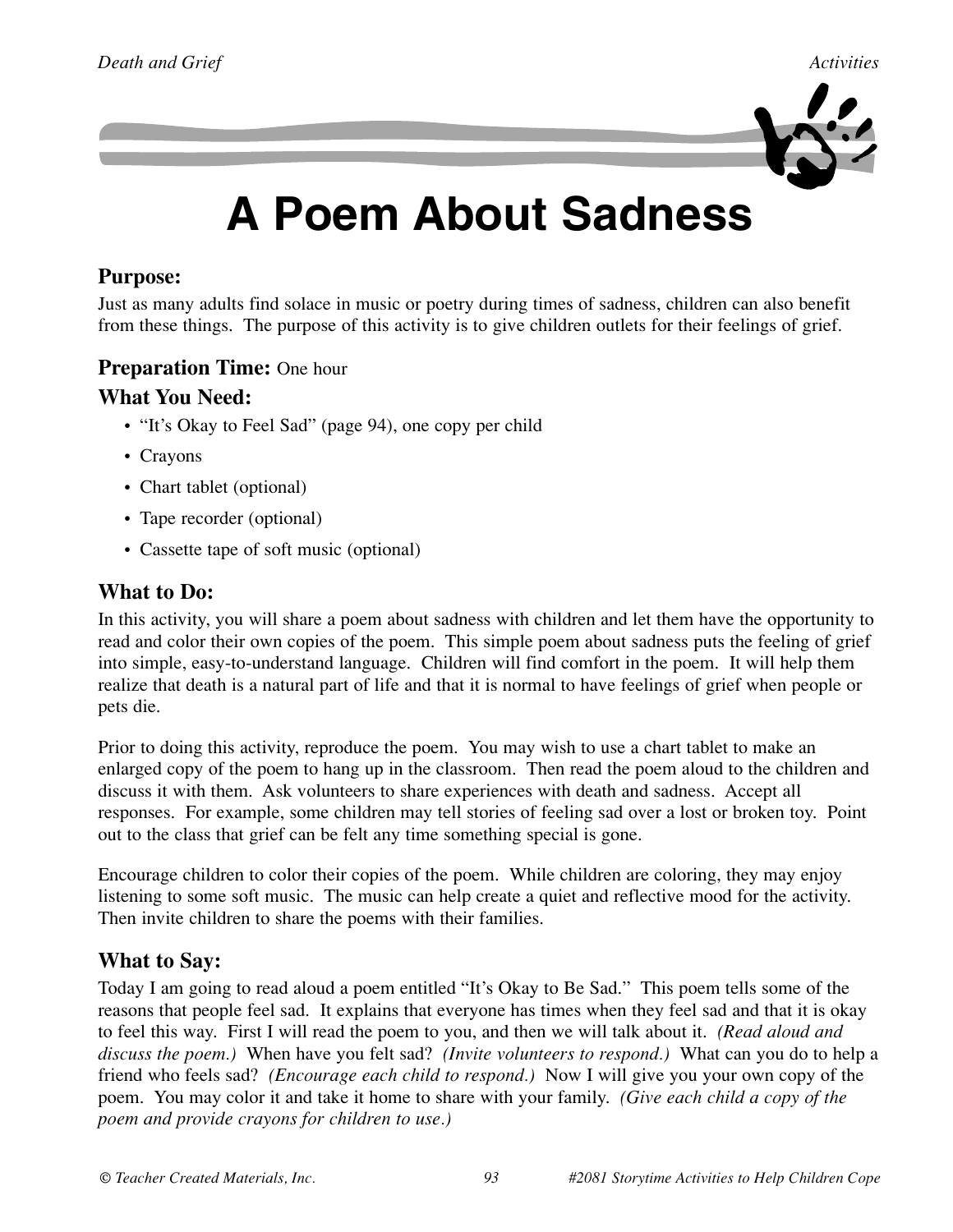# A Poem About Sadness

## Purpose:

Just as many adults find solace in music or poetry during times of sadness, children can also benefit from these things. The purpose of this activity is to give children outlets for their feelings of grief.

## Preparation Time: One hour

## What You Need:

- "It's Okay to Feel Sad" (page 94), one copy per child
- Crayons
- Chart tablet (optional)
- Tape recorder (optional)
- Cassette tape of soft music (optional)

## What to Do:

In this activity, you will share a poem about sadness with children and let them have the opportunity to read and color their own copies of the poem. This simple poem about sadness puts the feeling of grief into simple, easy-to-understand language. Children will find comfort in the poem. It will help them realize that death is a natural part of life and that it is normal to have feelings of grief when people or pets die.

Prior to doing this activity, reproduce the poem. You may wish to use a chart tablet to make an enlarged copy of the poem to hang up in the classroom. Then read the poem aloud to the children and discuss it with them. Ask volunteers to share experiences with death and sadness. Accept all responses. For example, some children may tell stories of feeling sad over a lost or broken toy. Point out to the class that grief can be felt any time something special is gone.

Encourage children to color their copies of the poem. While children are coloring, they may enjoy listening to some soft music. The music can help create a quiet and reflective mood for the activity. Then invite children to share the poems with their families.

## What to Say:

Today I am going to read aloud a poem entitled "It's Okay to Be Sad." This poem tells some of the reasons that people feel sad. It explains that everyone has times when they feel sad and that it is okay to feel this way. First I will read the poem to you, and then we will talk about it. *(Read aloud and discuss the poem.)* When have you felt sad? *(Invite volunteers to respond.)* What can you do to help a friend who feels sad? *(Encourage each child to respond.)* Now I will give you your own copy of the poem. You may color it and take it home to share with your family. *(Give each child a copy of the poem and provide crayons for children to use.)*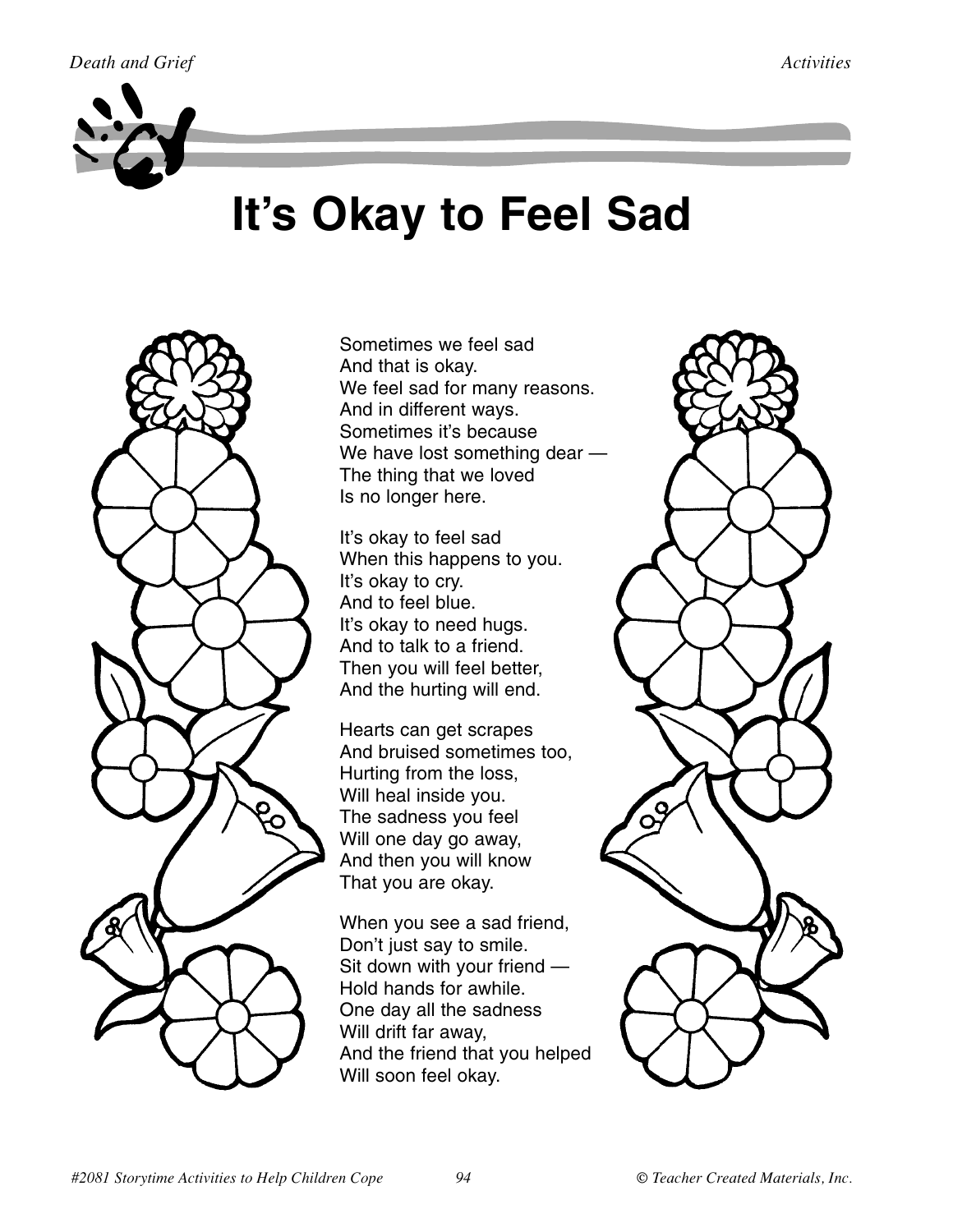# It's Okay to Feel Sad

Sometimes we feel sad  
And that is okay.  
We feel sad for many reasons.  
And in different ways.  
Sometimes it's because  
We have lost something dear —  
The thing that we loved  
Is no longer here.

It's okay to feel sad  
When this happens to you.  
It's okay to cry.  
And to feel blue.  
It's okay to need hugs.  
And to talk to a friend.  
Then you will feel better,  
And the hurting will end.

Hearts can get scrapes  
And bruised sometimes too,  
Hurting from the loss,  
Will heal inside you.  
The sadness you feel  
Will one day go away,  
And then you will know  
That you are okay.

When you see a sad friend,  
Don't just say to smile.  
Sit down with your friend —  
Hold hands for awhile.  
One day all the sadness  
Will drift far away,  
And the friend that you helped  
Will soon feel okay.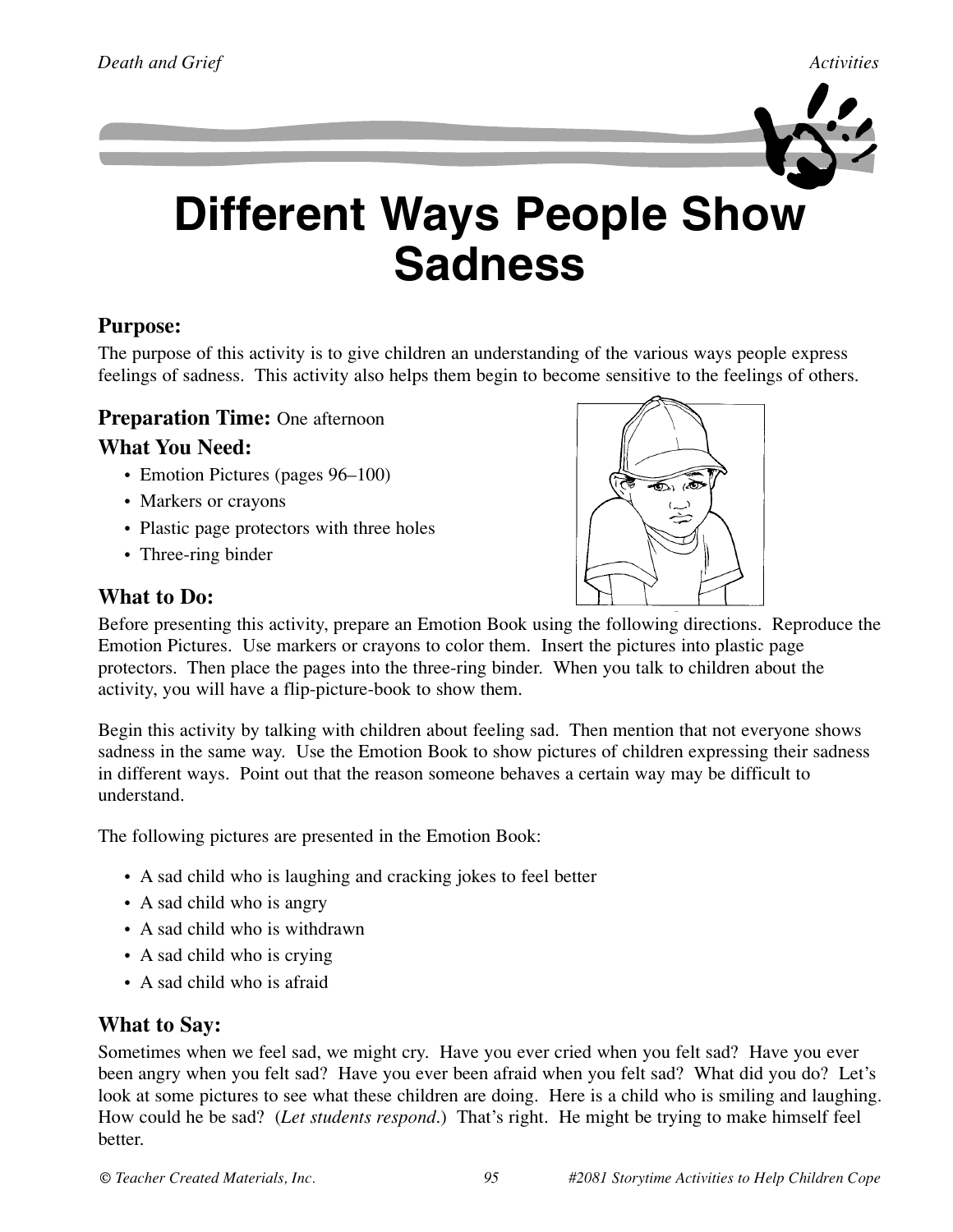# Different Ways People Show Sadness

**Purpose:**

The purpose of this activity is to give children an understanding of the various ways people express feelings of sadness. This activity also helps them begin to become sensitive to the feelings of others.

**Preparation Time:** One afternoon

**What You Need:**

- Emotion Pictures (pages 96–100)
- Markers or crayons
- Plastic page protectors with three holes
- Three-ring binder

**What to Do:**

Before presenting this activity, prepare an Emotion Book using the following directions. Reproduce the Emotion Pictures. Use markers or crayons to color them. Insert the pictures into plastic page protectors. Then place the pages into the three-ring binder. When you talk to children about the activity, you will have a flip-picture-book to show them.

Begin this activity by talking with children about feeling sad. Then mention that not everyone shows sadness in the same way. Use the Emotion Book to show pictures of children expressing their sadness in different ways. Point out that the reason someone behaves a certain way may be difficult to understand.

The following pictures are presented in the Emotion Book:

- A sad child who is laughing and cracking jokes to feel better
- A sad child who is angry
- A sad child who is withdrawn
- A sad child who is crying
- A sad child who is afraid

**What to Say:**

Sometimes when we feel sad, we might cry. Have you ever cried when you felt sad? Have you ever been angry when you felt sad? Have you ever been afraid when you felt sad? What did you do? Let's look at some pictures to see what these children are doing. Here is a child who is smiling and laughing. How could he be sad? (*Let students respond*.) That's right. He might be trying to make himself feel better.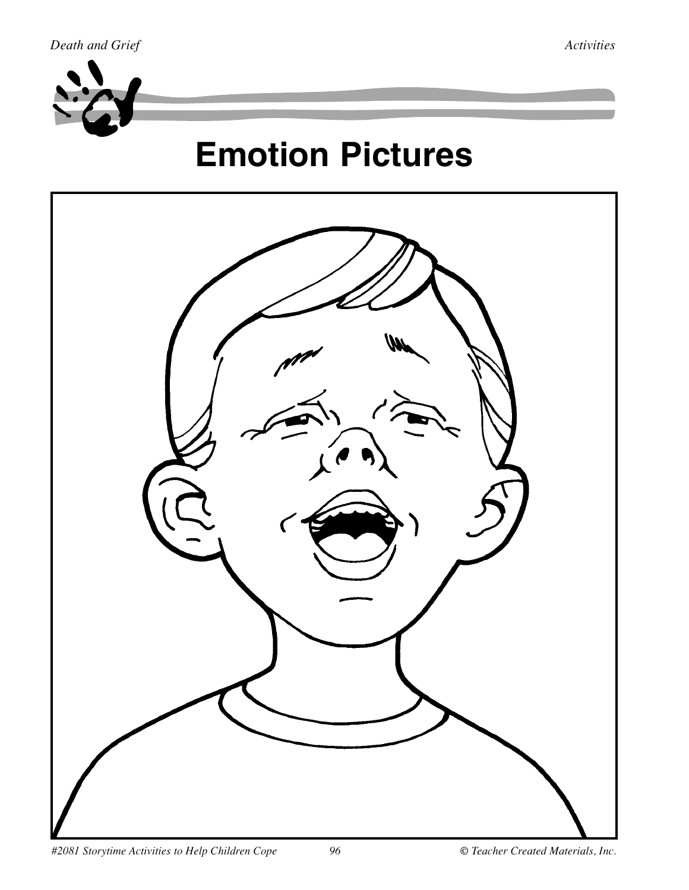# Emotion Pictures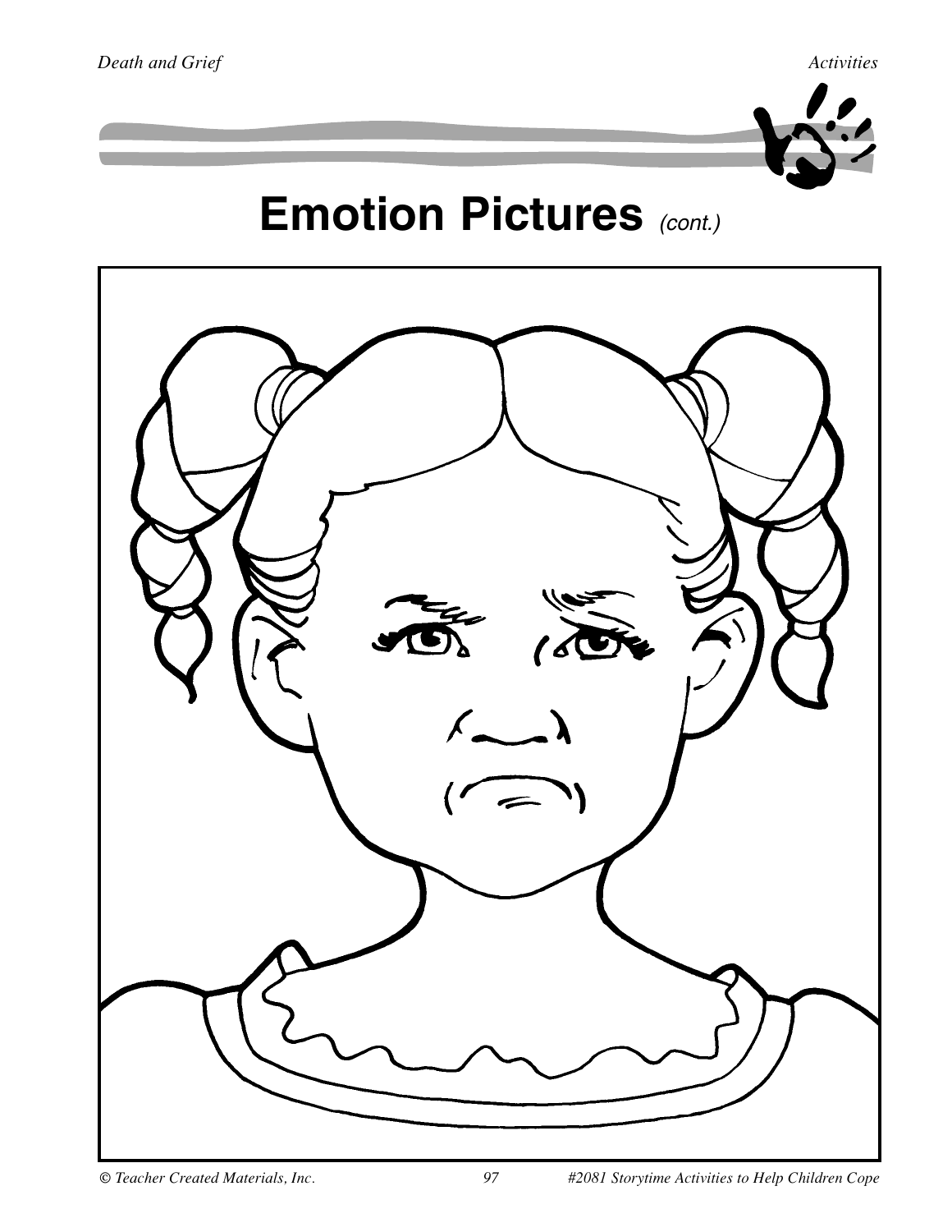# Emotion Pictures *(cont.)*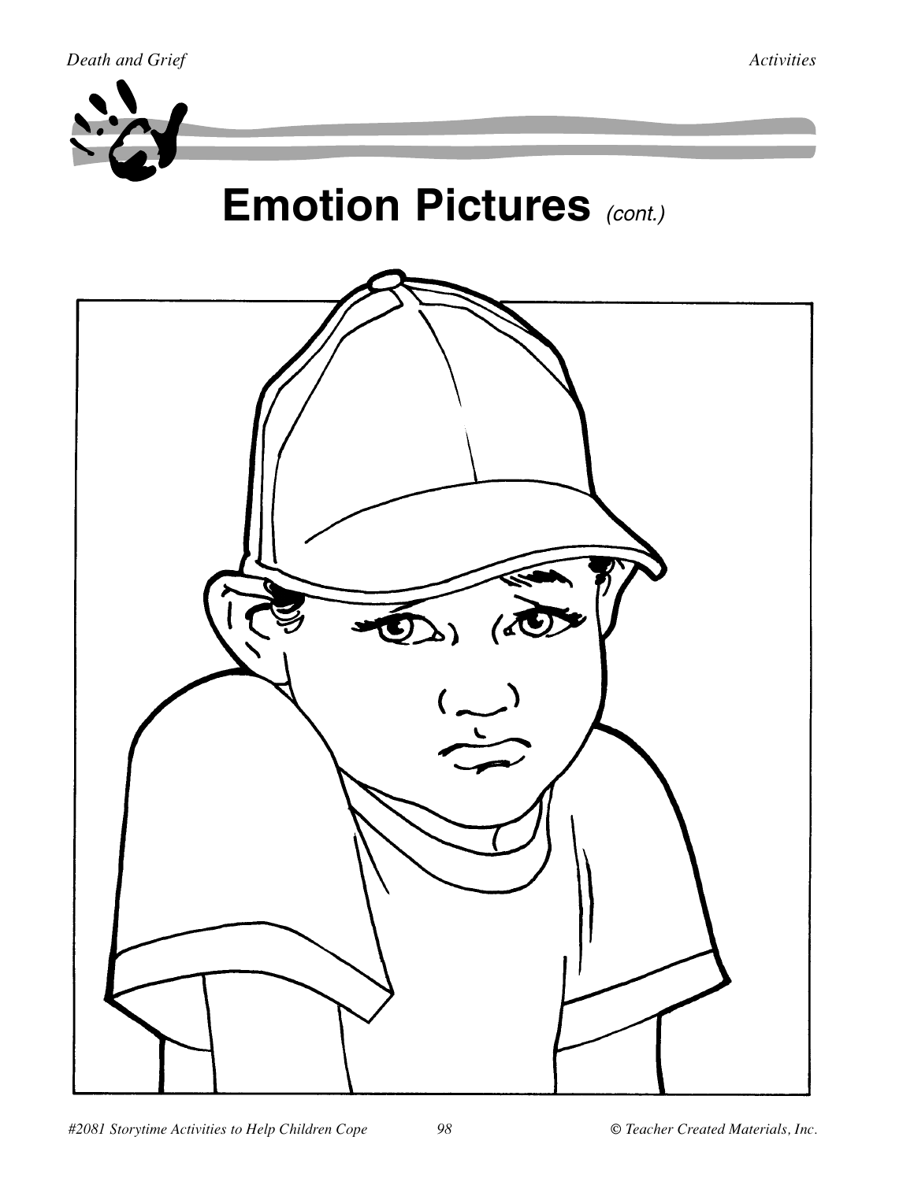# Emotion Pictures *(cont.)*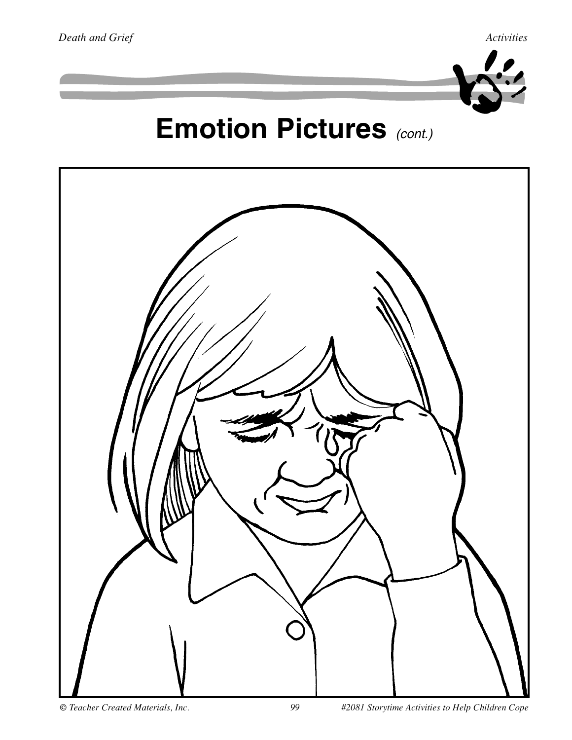# Emotion Pictures *(cont.)*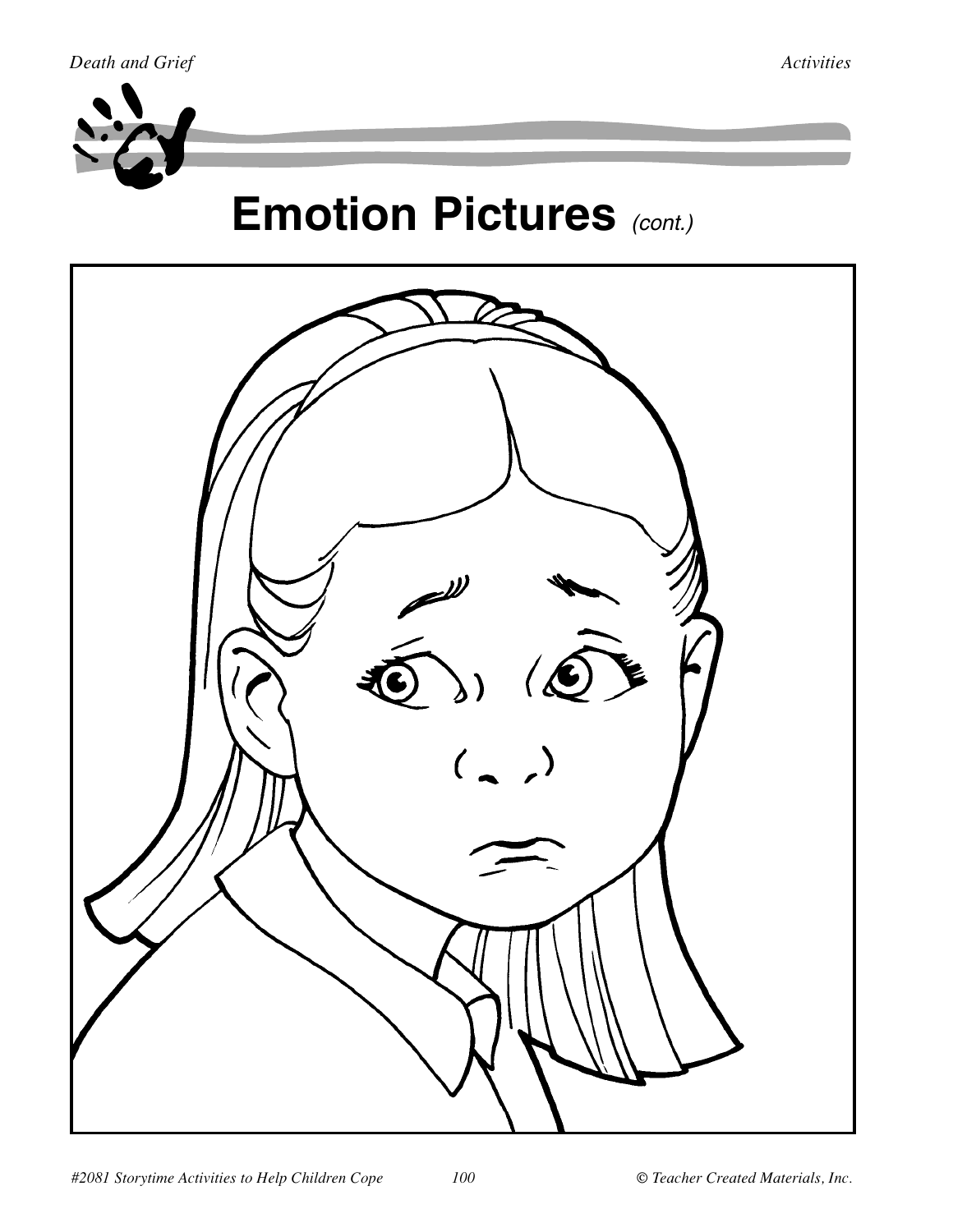# Emotion Pictures *(cont.)*